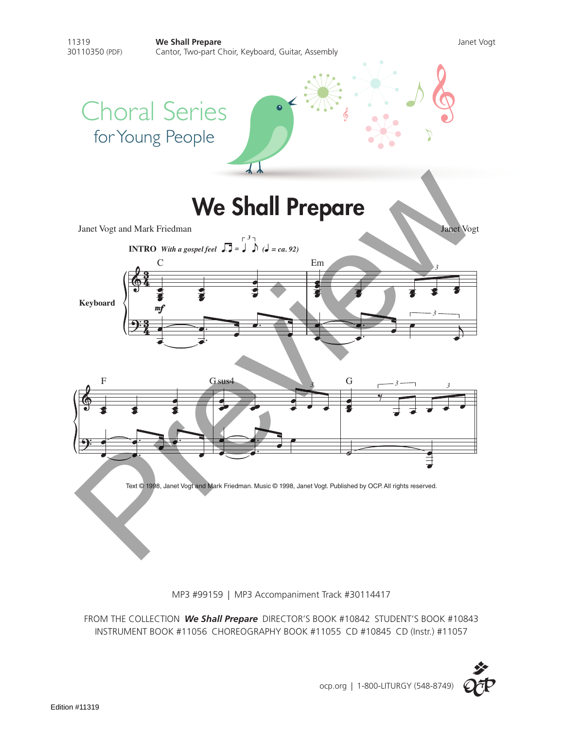11319
30110350 (PDF)

**We Shall Prepare**
Cantor, Two-part Choir, Keyboard, Guitar, Assembly

Janet Vogt

Choral Series
for Young People

# We Shall Prepare

Janet Vogt and Mark Friedman

Janet Vogt

**INTRO** *With a gospel feel* (♩ = ca. 92)

Keyboard

C Em F G sus4 G

Text © 1998, Janet Vogt and Mark Friedman. Music © 1998, Janet Vogt. Published by OCP. All rights reserved.

MP3 #99159 | MP3 Accompaniment Track #30114417

FROM THE COLLECTION ***We Shall Prepare*** DIRECTOR'S BOOK #10842 STUDENT'S BOOK #10843
INSTRUMENT BOOK #11056 CHOREOGRAPHY BOOK #11055 CD #10845 CD (Instr.) #11057

ocp.org | 1-800-LITURGY (548-8749)

Edition #11319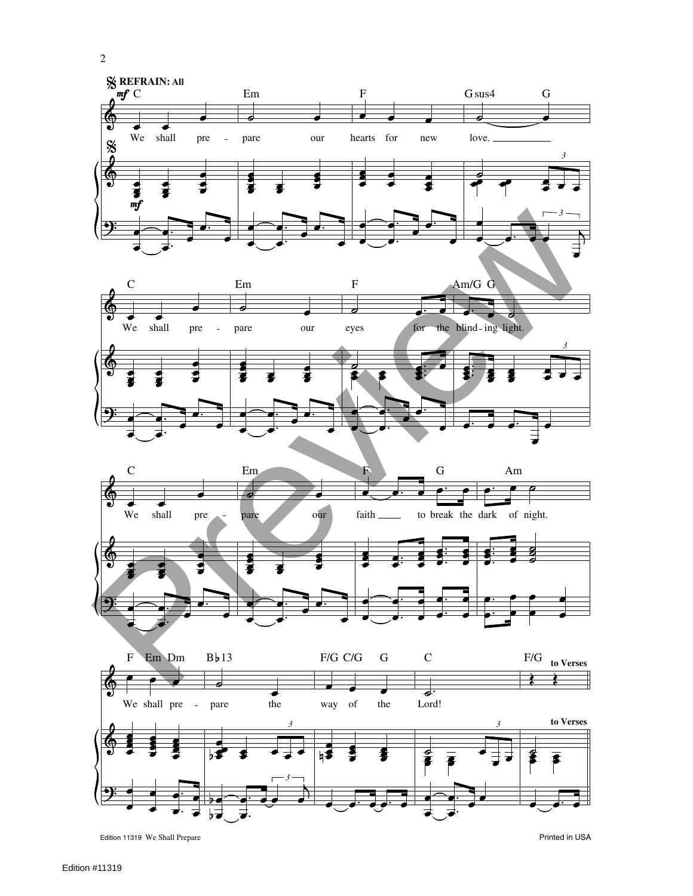REFRAIN: All

C Em F Gsus4 G

We shall pre - pare our hearts for new love.

C Em F Am/G G

We shall pre - pare our eyes for the blind - ing light.

C Em F G Am

We shall pre - pare our faith to break the dark of night.

F Em Dm B♭13 F/G C/G G C F/G

We shall pre - pare the way of the Lord!

to Verses

Edition 11319 We Shall Prepare

Printed in USA

Edition #11319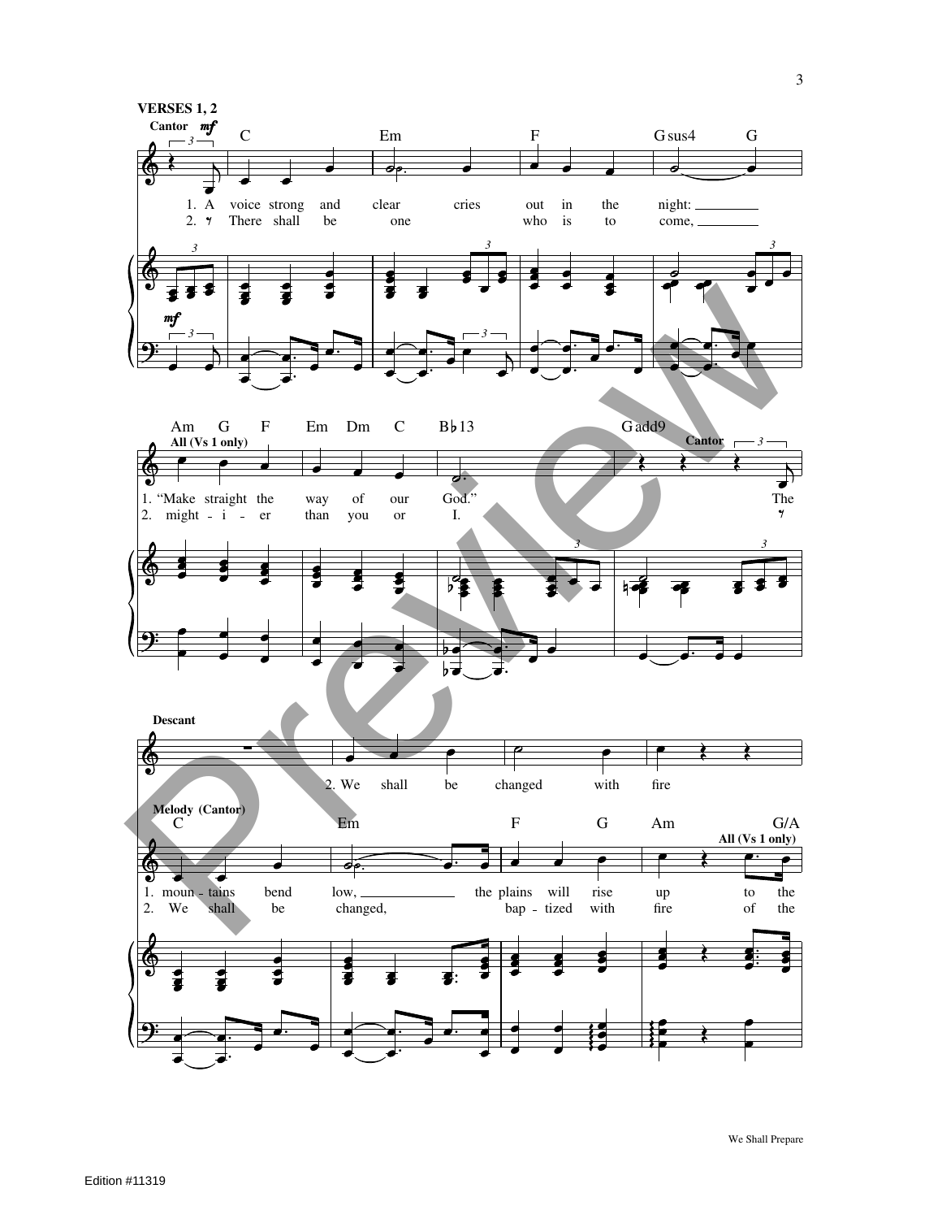**VERSES 1, 2**

Cantor *mf*

C · Em · F · Gsus4 · G

1. A voice strong and clear cries out in the night:
2. There shall be one who is to come,

Am G F · Em Dm C · B♭13 · Gadd9

All (Vs 1 only)

1. "Make straight the way of our God."
2. might - i - er than you or I.

Cantor

The

**Descant**

2. We shall be changed with fire

**Melody (Cantor)**

C · Em · F · G · Am · G/A

All (Vs 1 only)

1. moun - tains bend low, the plains will rise up to the
2. We shall be changed, bap - tized with fire of the

We Shall Prepare

Edition #11319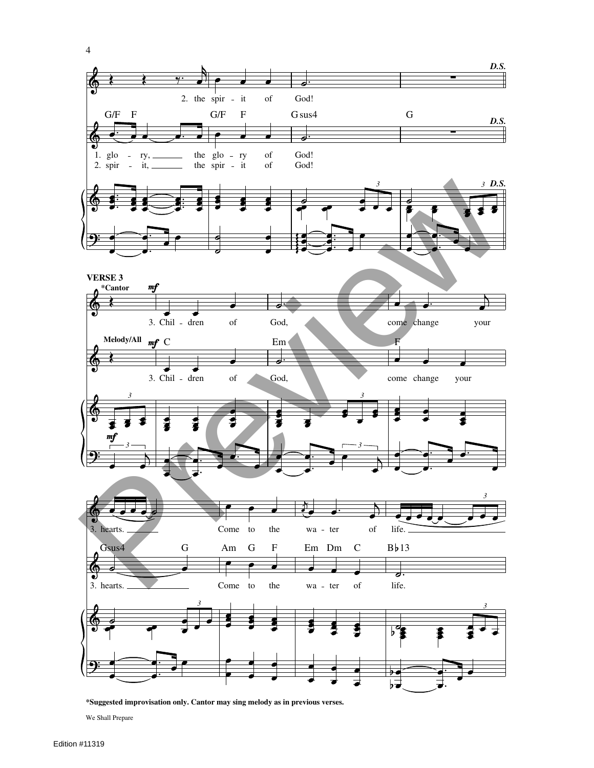D.S.

2. the spir - it of God!

G/F F G/F F Gsus4 G

1. glo - ry, the glo - ry of God!
2. spir - it, the spir - it of God!

**VERSE 3**

*Cantor *mf*

3. Chil - dren of God, come change your

Melody/All *mf* C Em F

3. Chil - dren of God, come change your

3. hearts. Come to the wa - ter of life.

Gsus4 G Am G F Em Dm C B♭13

3. hearts. Come to the wa - ter of life.

**\*Suggested improvisation only. Cantor may sing melody as in previous verses.**

We Shall Prepare

Edition #11319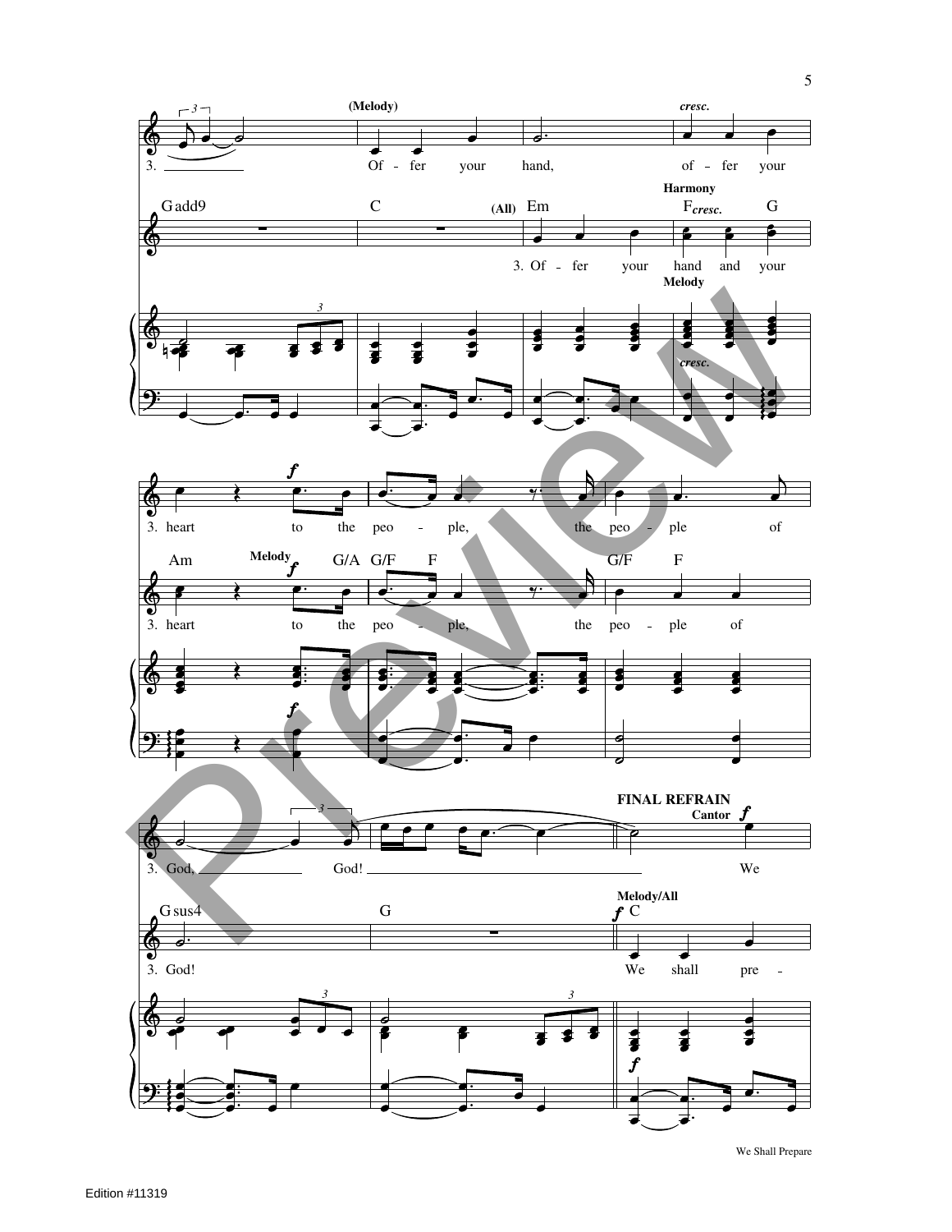**(Melody)**

3. Offer your hand, offer your heart to the people, the people of God, God!

**(All)** 3. Offer your hand and your heart to the people, the people of God!

**FINAL REFRAIN**

**Cantor** We

**Melody/All** We shall pre -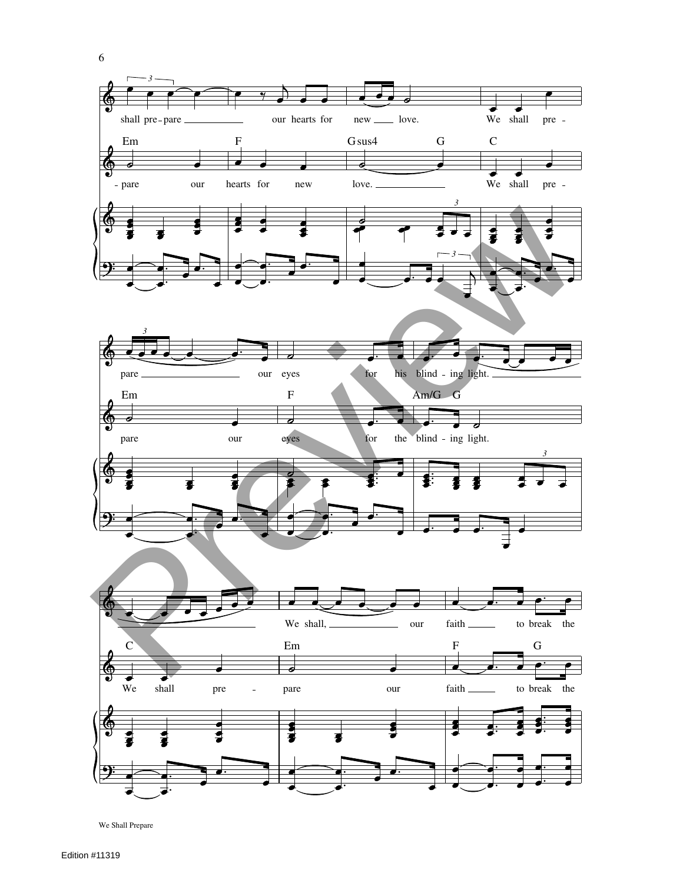shall pre - pare our hearts for new love. We shall pre -

Em F Gsus4 G C

- pare our hearts for new love. We shall pre -

pare our eyes for his blind - ing light.

Em F Am/G G

pare our eyes for the blind - ing light.

We shall, our faith to break the

C Em F G

We shall pre - pare our faith to break the

We Shall Prepare

Edition #11319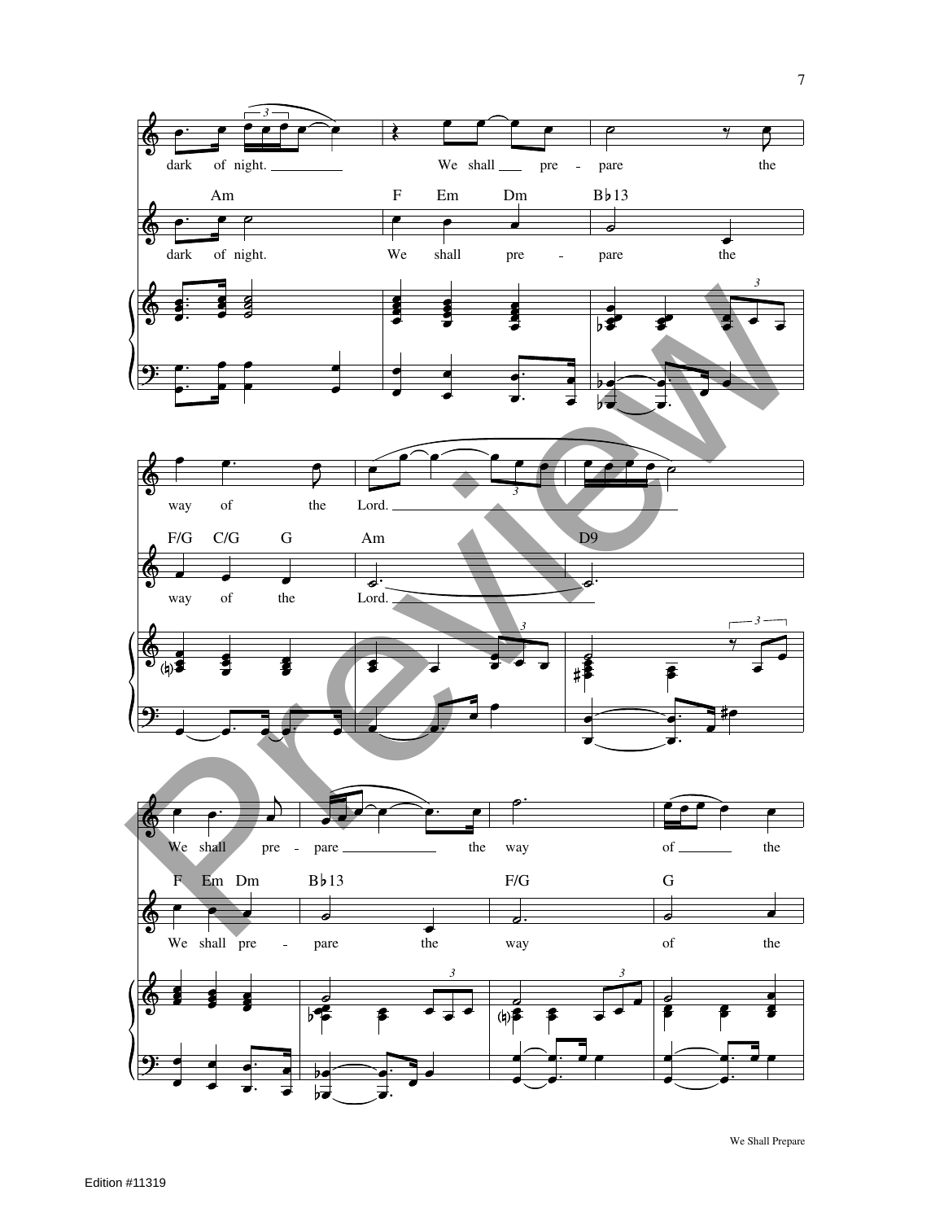dark of night. We shall pre - pare the

Am F Em Dm B♭13

dark of night. We shall pre - pare the

way of the Lord.

F/G C/G G Am D9

way of the Lord.

We shall pre - pare the way of the

F Em Dm B♭13 F/G G

We shall pre - pare the way of the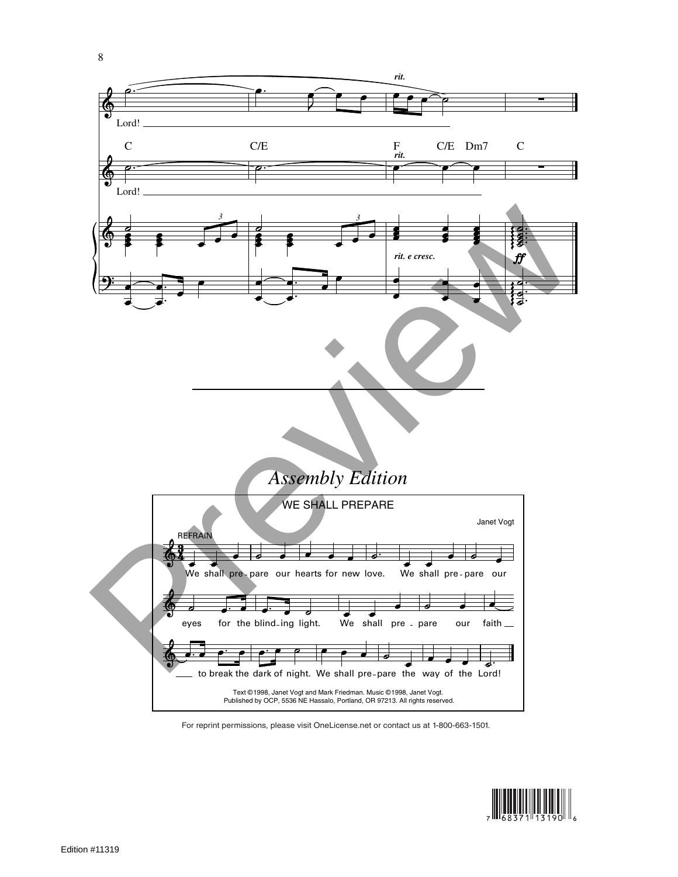## *Assembly Edition*

### WE SHALL PREPARE

Janet Vogt

REFRAIN

We shall pre-pare our hearts for new love. We shall pre-pare our eyes for the blind-ing light. We shall pre-pare our faith to break the dark of night. We shall pre-pare the way of the Lord!

Text ©1998, Janet Vogt and Mark Friedman. Music ©1998, Janet Vogt.
Published by OCP, 5536 NE Hassalo, Portland, OR 97213. All rights reserved.

For reprint permissions, please visit OneLicense.net or contact us at 1-800-663-1501.

Edition #11319